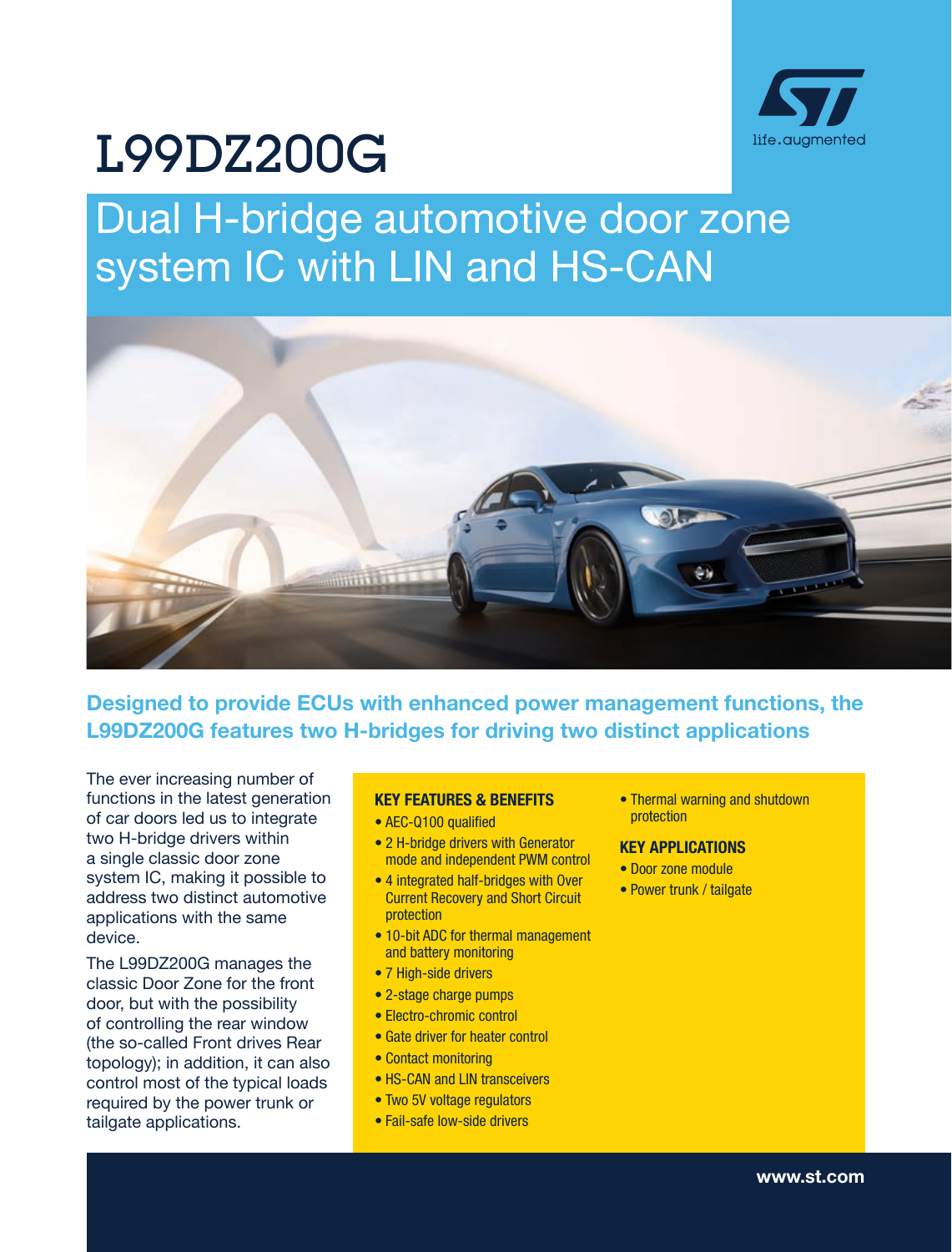# L99DZ200G

## Dual H-bridge automotive door zone system IC with LIN and HS-CAN

**Designed to provide ECUs with enhanced power management functions, the L99DZ200G features two H-bridges for driving two distinct applications**

The ever increasing number of functions in the latest generation of car doors led us to integrate two H-bridge drivers within a single classic door zone system IC, making it possible to address two distinct automotive applications with the same device.

The L99DZ200G manages the classic Door Zone for the front door, but with the possibility of controlling the rear window (the so-called Front drives Rear topology); in addition, it can also control most of the typical loads required by the power trunk or tailgate applications.

### KEY FEATURES & BENEFITS

- AEC-Q100 qualified
- 2 H-bridge drivers with Generator mode and independent PWM control
- 4 integrated half-bridges with Over Current Recovery and Short Circuit protection
- 10-bit ADC for thermal management and battery monitoring
- 7 High-side drivers
- 2-stage charge pumps
- Electro-chromic control
- Gate driver for heater control
- Contact monitoring
- HS-CAN and LIN transceivers
- Two 5V voltage regulators
- Fail-safe low-side drivers
- Thermal warning and shutdown protection

### KEY APPLICATIONS

- Door zone module
- Power trunk / tailgate

www.st.com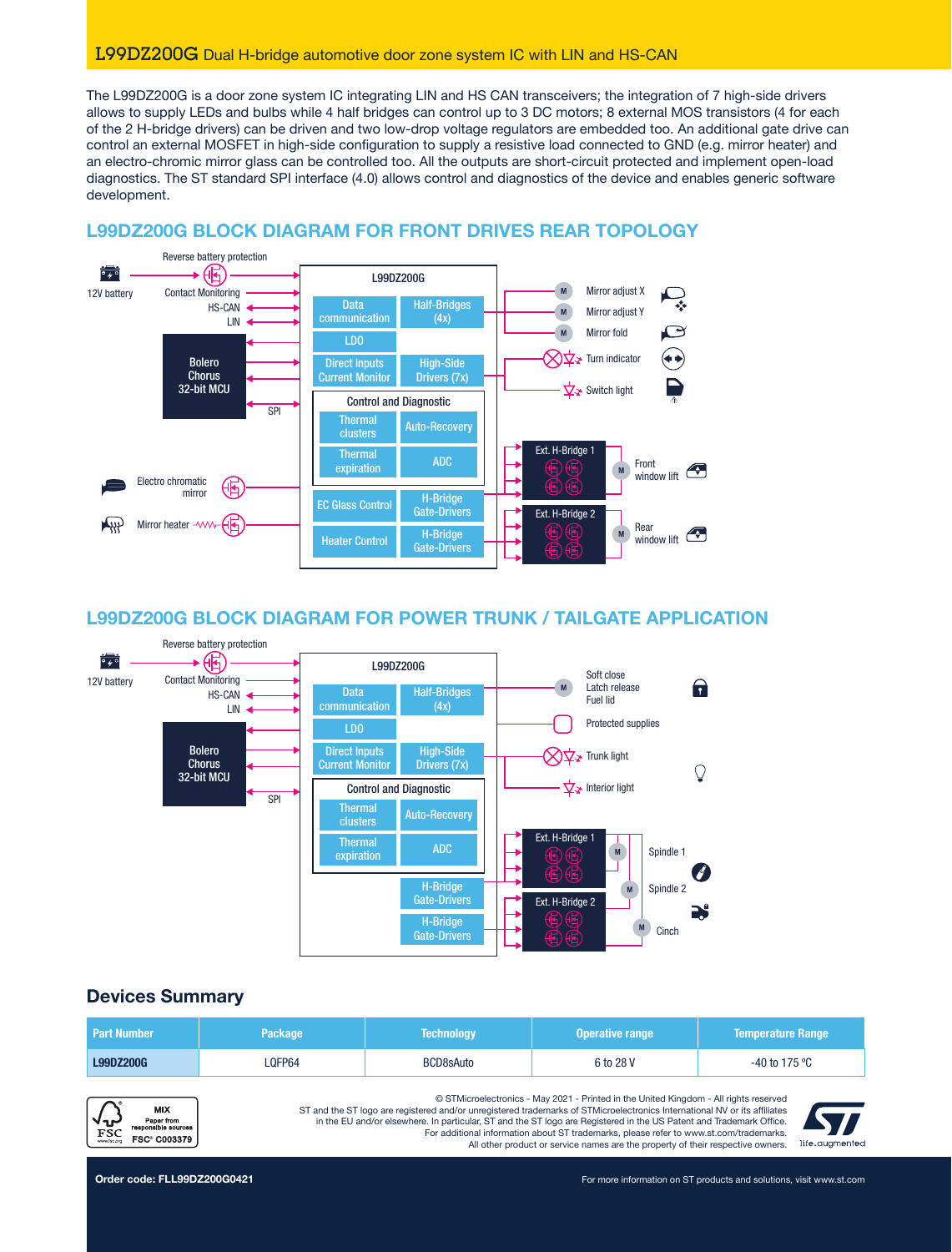## L99DZ200G Dual H-bridge automotive door zone system IC with LIN and HS-CAN

The L99DZ200G is a door zone system IC integrating LIN and HS CAN transceivers; the integration of 7 high-side drivers allows to supply LEDs and bulbs while 4 half bridges can control up to 3 DC motors; 8 external MOS transistors (4 for each of the 2 H-bridge drivers) can be driven and two low-drop voltage regulators are embedded too. An additional gate drive can control an external MOSFET in high-side configuration to supply a resistive load connected to GND (e.g. mirror heater) and an electro-chromic mirror glass can be controlled too. All the outputs are short-circuit protected and implement open-load diagnostics. The ST standard SPI interface (4.0) allows control and diagnostics of the device and enables generic software development.

### L99DZ200G BLOCK DIAGRAM FOR FRONT DRIVES REAR TOPOLOGY

Reverse battery protection
12V battery
Contact Monitoring
HS-CAN
LIN
Bolero Chorus 32-bit MCU
SPI
Electro chromatic mirror
Mirror heater
L99DZ200G
Data communication
Half-Bridges (4x)
LDO
Direct Inputs Current Monitor
High-Side Drivers (7x)
Control and Diagnostic
Thermal clusters
Auto-Recovery
Thermal expiration
ADC
EC Glass Control
H-Bridge Gate-Drivers
Heater Control
H-Bridge Gate-Drivers
Mirror adjust X
Mirror adjust Y
Mirror fold
Turn indicator
Switch light
Ext. H-Bridge 1
Front window lift
Ext. H-Bridge 2
Rear window lift

### L99DZ200G BLOCK DIAGRAM FOR POWER TRUNK / TAILGATE APPLICATION

Reverse battery protection
12V battery
Contact Monitoring
HS-CAN
LIN
Bolero Chorus 32-bit MCU
SPI
L99DZ200G
Data communication
Half-Bridges (4x)
LDO
Direct Inputs Current Monitor
High-Side Drivers (7x)
Control and Diagnostic
Thermal clusters
Auto-Recovery
Thermal expiration
ADC
H-Bridge Gate-Drivers
H-Bridge Gate-Drivers
Soft close
Latch release
Fuel lid
Protected supplies
Trunk light
Interior light
Ext. H-Bridge 1
Ext. H-Bridge 2
Spindle 1
Spindle 2
Cinch

## Devices Summary

| Part Number | Package | Technology | Operative range | Temperature Range |
|---|---|---|---|---|
| L99DZ200G | LQFP64 | BCD8sAuto | 6 to 28 V | -40 to 175 °C |

MIX Paper from responsible sources FSC® C003379

© STMicroelectronics - May 2021 - Printed in the United Kingdom - All rights reserved
ST and the ST logo are registered and/or unregistered trademarks of STMicroelectronics International NV or its affiliates in the EU and/or elsewhere. In particular, ST and the ST logo are Registered in the US Patent and Trademark Office. For additional information about ST trademarks, please refer to www.st.com/trademarks.
All other product or service names are the property of their respective owners.

life.augmented

Order code: FLL99DZ200G0421

For more information on ST products and solutions, visit www.st.com